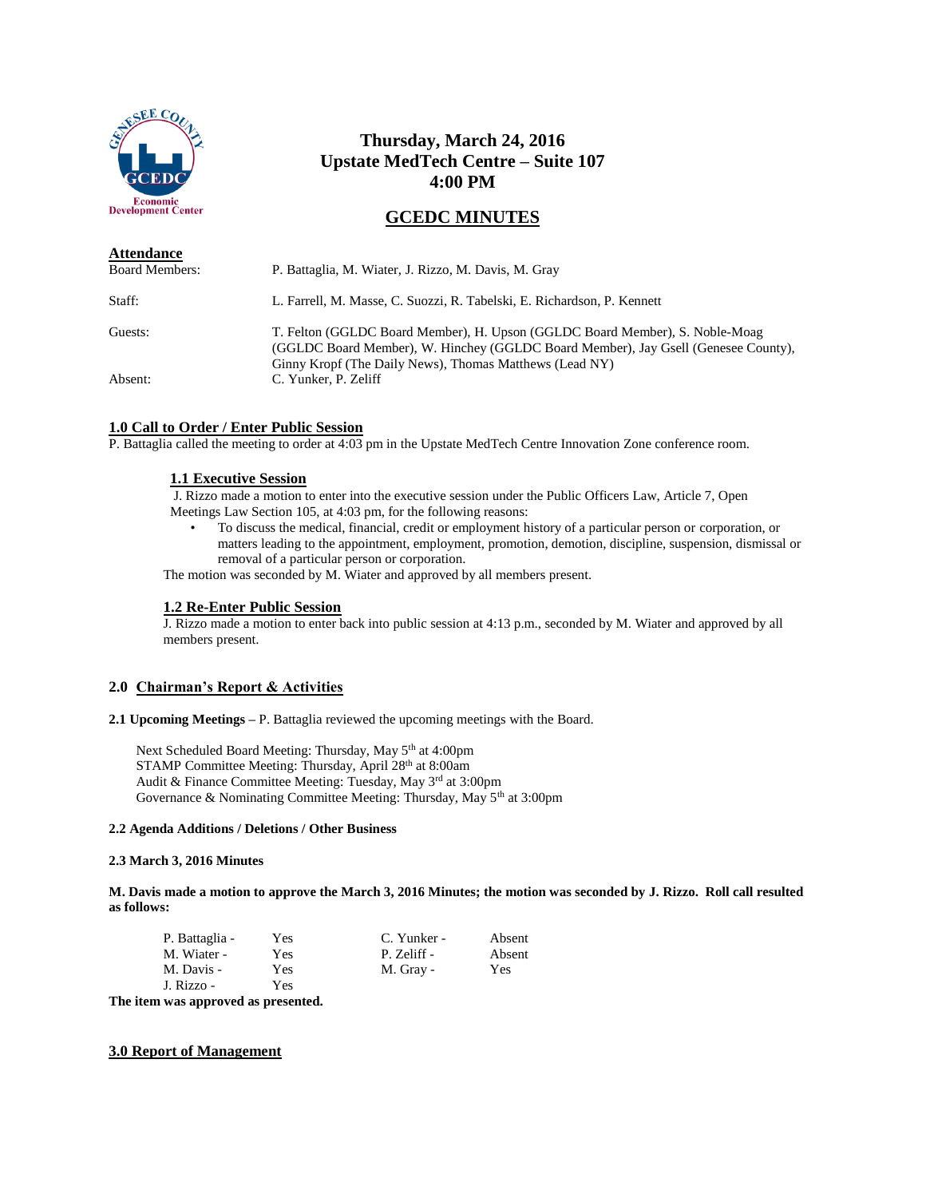# Thursday, March 24, 2016
# Upstate MedTech Centre – Suite 107
# 4:00 PM

## GCEDC MINUTES

**Attendance**

| | |
|---|---|
| Board Members: | P. Battaglia, M. Wiater, J. Rizzo, M. Davis, M. Gray |
| Staff: | L. Farrell, M. Masse, C. Suozzi, R. Tabelski, E. Richardson, P. Kennett |
| Guests: | T. Felton (GGLDC Board Member), H. Upson (GGLDC Board Member), S. Noble-Moag (GGLDC Board Member), W. Hinchey (GGLDC Board Member), Jay Gsell (Genesee County), Ginny Kropf (The Daily News), Thomas Matthews (Lead NY) |
| Absent: | C. Yunker, P. Zeliff |

### 1.0 Call to Order / Enter Public Session

P. Battaglia called the meeting to order at 4:03 pm in the Upstate MedTech Centre Innovation Zone conference room.

#### 1.1 Executive Session

J. Rizzo made a motion to enter into the executive session under the Public Officers Law, Article 7, Open Meetings Law Section 105, at 4:03 pm, for the following reasons:

- To discuss the medical, financial, credit or employment history of a particular person or corporation, or matters leading to the appointment, employment, promotion, demotion, discipline, suspension, dismissal or removal of a particular person or corporation.

The motion was seconded by M. Wiater and approved by all members present.

#### 1.2 Re-Enter Public Session

J. Rizzo made a motion to enter back into public session at 4:13 p.m., seconded by M. Wiater and approved by all members present.

### 2.0 Chairman's Report & Activities

**2.1 Upcoming Meetings –** P. Battaglia reviewed the upcoming meetings with the Board.

Next Scheduled Board Meeting: Thursday, May 5th at 4:00pm
STAMP Committee Meeting: Thursday, April 28th at 8:00am
Audit & Finance Committee Meeting: Tuesday, May 3rd at 3:00pm
Governance & Nominating Committee Meeting: Thursday, May 5th at 3:00pm

**2.2 Agenda Additions / Deletions / Other Business**

**2.3 March 3, 2016 Minutes**

**M. Davis made a motion to approve the March 3, 2016 Minutes; the motion was seconded by J. Rizzo. Roll call resulted as follows:**

| | | | |
|---|---|---|---|
| P. Battaglia - | Yes | C. Yunker - | Absent |
| M. Wiater - | Yes | P. Zeliff - | Absent |
| M. Davis - | Yes | M. Gray - | Yes |
| J. Rizzo - | Yes | | |

**The item was approved as presented.**

### 3.0 Report of Management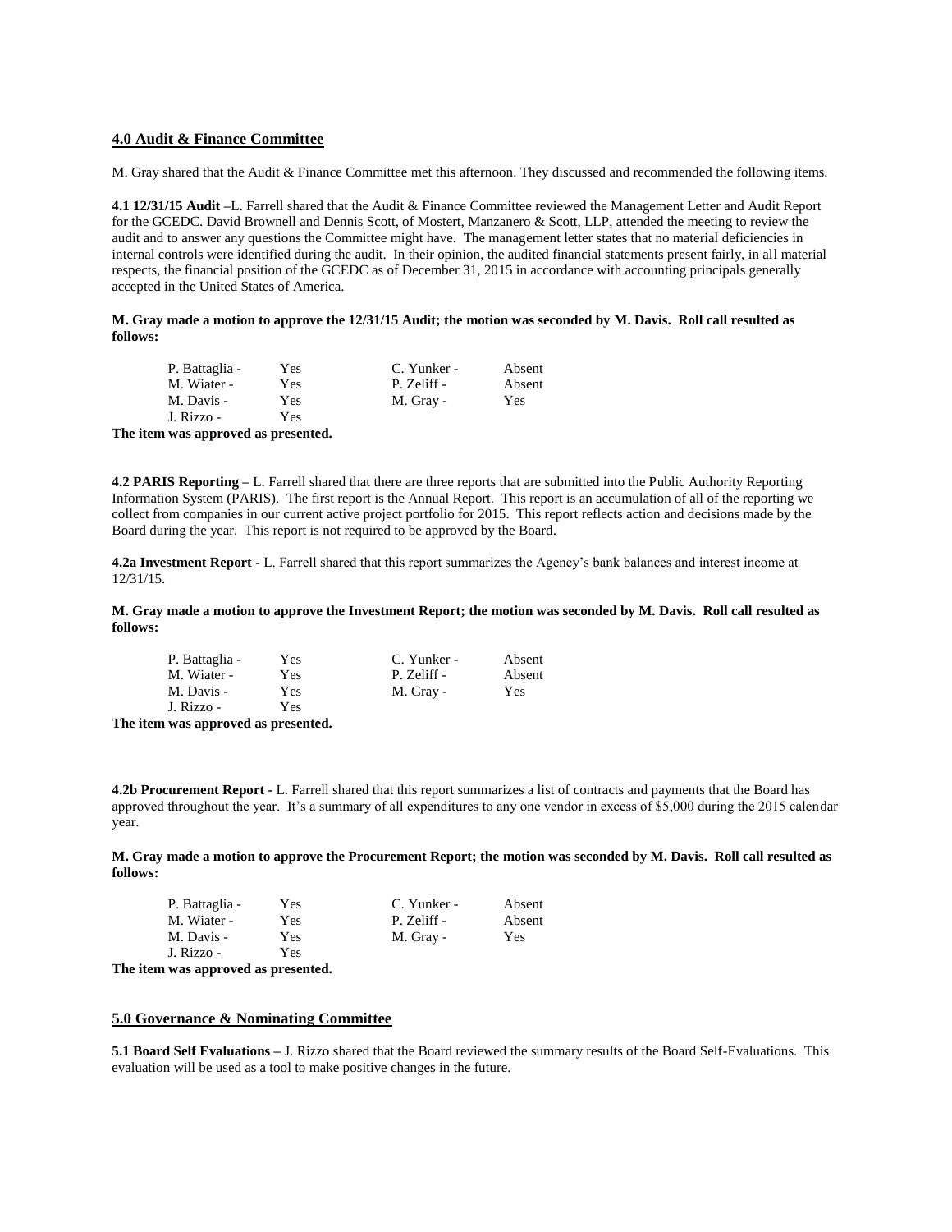## 4.0 Audit & Finance Committee

M. Gray shared that the Audit & Finance Committee met this afternoon. They discussed and recommended the following items.

**4.1 12/31/15 Audit** –L. Farrell shared that the Audit & Finance Committee reviewed the Management Letter and Audit Report for the GCEDC. David Brownell and Dennis Scott, of Mostert, Manzanero & Scott, LLP, attended the meeting to review the audit and to answer any questions the Committee might have. The management letter states that no material deficiencies in internal controls were identified during the audit. In their opinion, the audited financial statements present fairly, in all material respects, the financial position of the GCEDC as of December 31, 2015 in accordance with accounting principals generally accepted in the United States of America.

**M. Gray made a motion to approve the 12/31/15 Audit; the motion was seconded by M. Davis. Roll call resulted as follows:**

| | | | |
|---|---|---|---|
| P. Battaglia - | Yes | C. Yunker - | Absent |
| M. Wiater - | Yes | P. Zeliff - | Absent |
| M. Davis - | Yes | M. Gray - | Yes |
| J. Rizzo - | Yes | | |

**The item was approved as presented.**

**4.2 PARIS Reporting** – L. Farrell shared that there are three reports that are submitted into the Public Authority Reporting Information System (PARIS). The first report is the Annual Report. This report is an accumulation of all of the reporting we collect from companies in our current active project portfolio for 2015. This report reflects action and decisions made by the Board during the year. This report is not required to be approved by the Board.

**4.2a Investment Report -** L. Farrell shared that this report summarizes the Agency's bank balances and interest income at 12/31/15.

**M. Gray made a motion to approve the Investment Report; the motion was seconded by M. Davis. Roll call resulted as follows:**

| | | | |
|---|---|---|---|
| P. Battaglia - | Yes | C. Yunker - | Absent |
| M. Wiater - | Yes | P. Zeliff - | Absent |
| M. Davis - | Yes | M. Gray - | Yes |
| J. Rizzo - | Yes | | |

**The item was approved as presented.**

**4.2b Procurement Report -** L. Farrell shared that this report summarizes a list of contracts and payments that the Board has approved throughout the year. It's a summary of all expenditures to any one vendor in excess of $5,000 during the 2015 calendar year.

**M. Gray made a motion to approve the Procurement Report; the motion was seconded by M. Davis. Roll call resulted as follows:**

| | | | |
|---|---|---|---|
| P. Battaglia - | Yes | C. Yunker - | Absent |
| M. Wiater - | Yes | P. Zeliff - | Absent |
| M. Davis - | Yes | M. Gray - | Yes |
| J. Rizzo - | Yes | | |

**The item was approved as presented.**

## 5.0 Governance & Nominating Committee

**5.1 Board Self Evaluations** – J. Rizzo shared that the Board reviewed the summary results of the Board Self-Evaluations. This evaluation will be used as a tool to make positive changes in the future.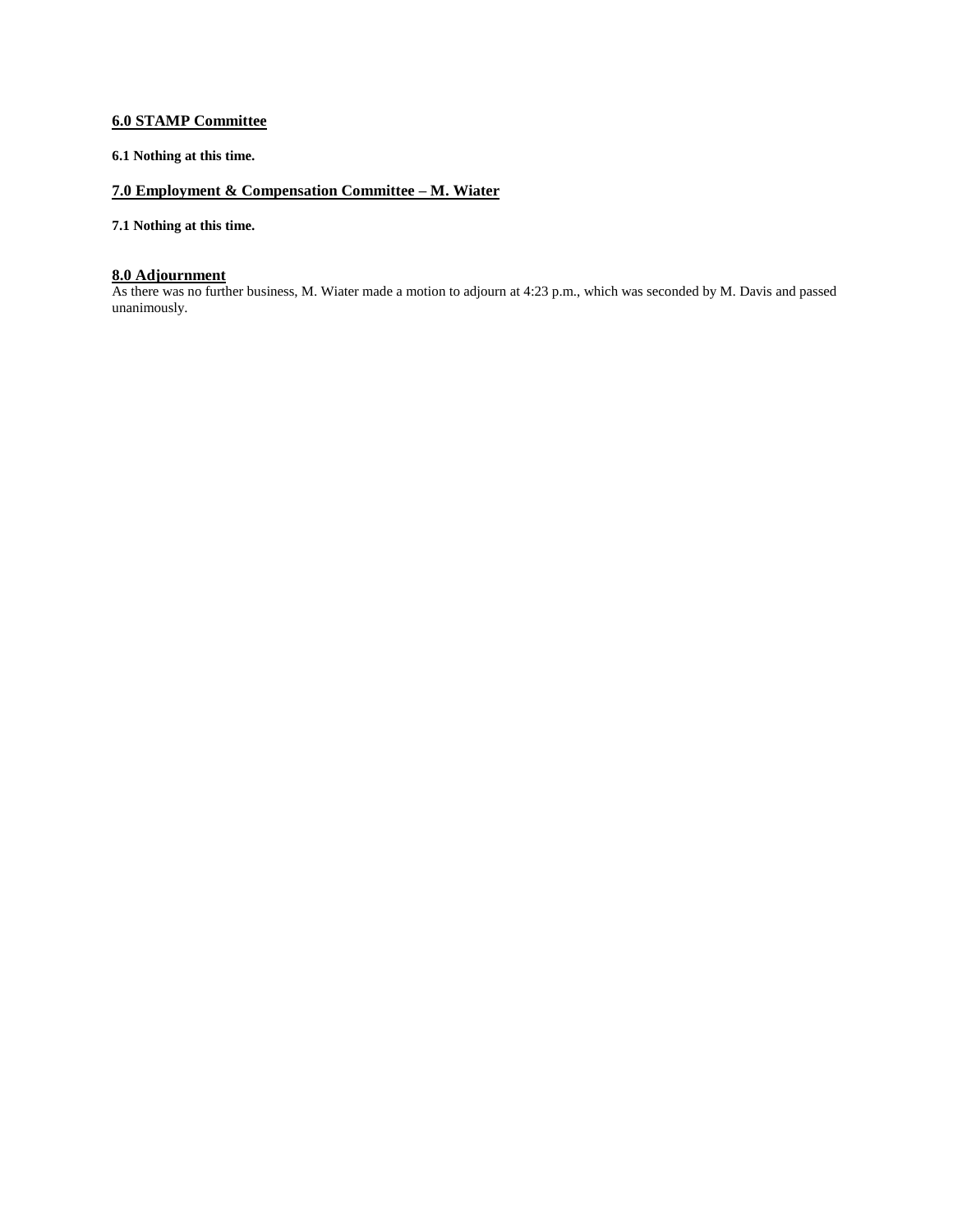## 6.0 STAMP Committee

**6.1 Nothing at this time.**

## 7.0 Employment & Compensation Committee – M. Wiater

**7.1 Nothing at this time.**

## 8.0 Adjournment

As there was no further business, M. Wiater made a motion to adjourn at 4:23 p.m., which was seconded by M. Davis and passed unanimously.